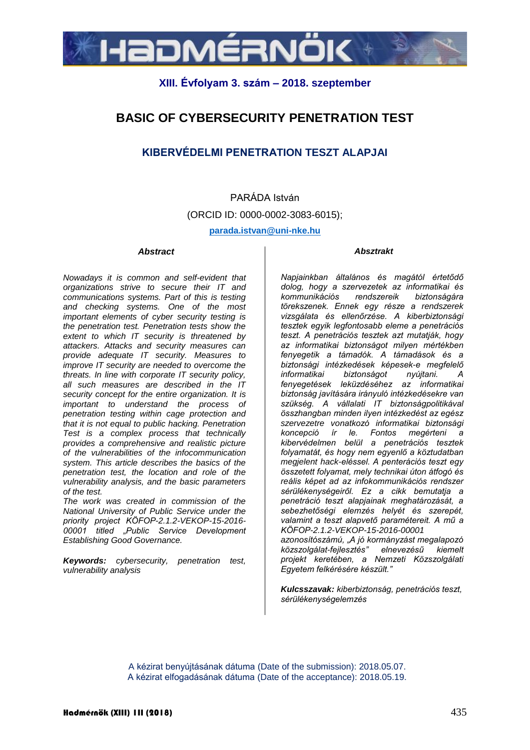XIII. Évfolyam 3. szám – 2018. szeptember

# BASIC OF CYBERSECURITY PENETRATION TEST

## KIBERVÉDELMI PENETRATION TESZT ALAPJAI

PARÁDA István

(ORCID ID: 0000-0002-3083-6015);

parada.istvan@uni-nke.hu

### *Abstract*

*Nowadays it is common and self-evident that organizations strive to secure their IT and communications systems. Part of this is testing and checking systems. One of the most important elements of cyber security testing is the penetration test. Penetration tests show the extent to which IT security is threatened by attackers. Attacks and security measures can provide adequate IT security. Measures to improve IT security are needed to overcome the threats. In line with corporate IT security policy, all such measures are described in the IT security concept for the entire organization. It is important to understand the process of penetration testing within cage protection and that it is not equal to public hacking. Penetration Test is a complex process that technically provides a comprehensive and realistic picture of the vulnerabilities of the infocommunication system. This article describes the basics of the penetration test, the location and role of the vulnerability analysis, and the basic parameters of the test.*

*The work was created in commission of the National University of Public Service under the priority project KÖFOP-2.1.2-VEKOP-15-2016-00001 titled „Public Service Development Establishing Good Governance.*

***Keywords:*** *cybersecurity, penetration test, vulnerability analysis*

### *Absztrakt*

*Napjainkban általános és magától értetődő dolog, hogy a szervezetek az informatikai és kommunikációs rendszereik biztonságára törekszenek. Ennek egy része a rendszerek vizsgálata és ellenőrzése. A kiberbiztonsági tesztek egyik legfontosabb eleme a penetrációs teszt. A penetrációs tesztek azt mutatják, hogy az informatikai biztonságot milyen mértékben fenyegetik a támadók. A támadások és a biztonsági intézkedések képesek-e megfelelő informatikai biztonságot nyújtani. A fenyegetések leküzdéséhez az informatikai biztonság javítására irányuló intézkedésekre van szükség. A vállalati IT biztonságpolitikával összhangban minden ilyen intézkedést az egész szervezetre vonatkozó informatikai biztonsági koncepció ír le. Fontos megérteni a kibervédelmen belül a penetrációs tesztek folyamatát, és hogy nem egyenlő a köztudatban megjelent hack-eléssel. A penterációs teszt egy összetett folyamat, mely technikai úton átfogó és reális képet ad az infokommunikációs rendszer sérülékenységeiről. Ez a cikk bemutatja a penetráció teszt alapjainak meghatározását, a sebezhetőségi elemzés helyét és szerepét, valamint a teszt alapvető paramétereit. A mű a KÖFOP-2.1.2-VEKOP-15-2016-00001 azonosítószámú, „A jó kormányzást megalapozó közszolgálat-fejlesztés" elnevezésű kiemelt projekt keretében, a Nemzeti Közszolgálati Egyetem felkérésére készült."*

***Kulcsszavak:*** *kiberbiztonság, penetrációs teszt, sérülékenységelemzés*

A kézirat benyújtásának dátuma (Date of the submission): 2018.05.07.
A kézirat elfogadásának dátuma (Date of the acceptance): 2018.05.19.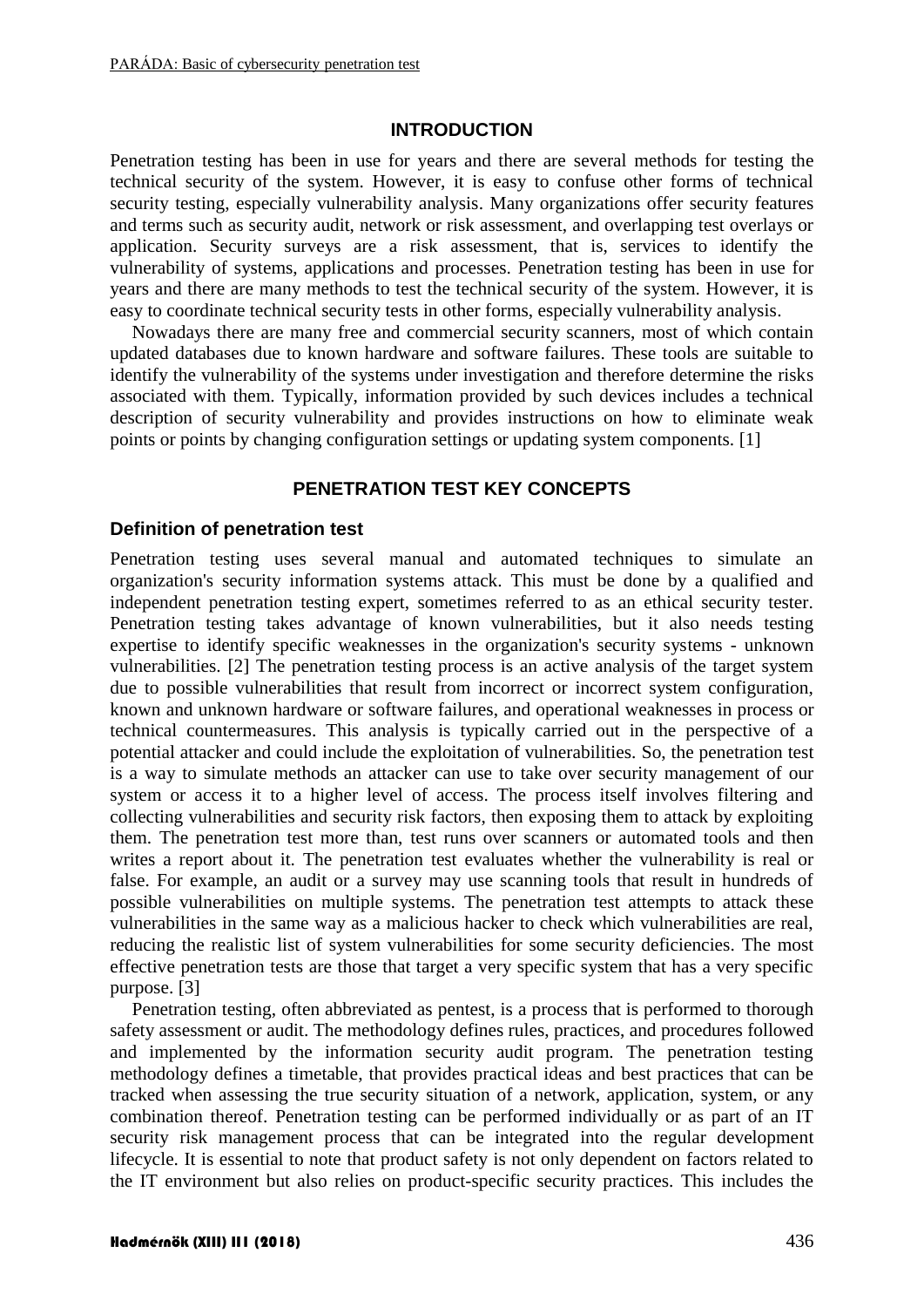## INTRODUCTION

Penetration testing has been in use for years and there are several methods for testing the technical security of the system. However, it is easy to confuse other forms of technical security testing, especially vulnerability analysis. Many organizations offer security features and terms such as security audit, network or risk assessment, and overlapping test overlays or application. Security surveys are a risk assessment, that is, services to identify the vulnerability of systems, applications and processes. Penetration testing has been in use for years and there are many methods to test the technical security of the system. However, it is easy to coordinate technical security tests in other forms, especially vulnerability analysis.

Nowadays there are many free and commercial security scanners, most of which contain updated databases due to known hardware and software failures. These tools are suitable to identify the vulnerability of the systems under investigation and therefore determine the risks associated with them. Typically, information provided by such devices includes a technical description of security vulnerability and provides instructions on how to eliminate weak points or points by changing configuration settings or updating system components. [1]

## PENETRATION TEST KEY CONCEPTS

### Definition of penetration test

Penetration testing uses several manual and automated techniques to simulate an organization's security information systems attack. This must be done by a qualified and independent penetration testing expert, sometimes referred to as an ethical security tester. Penetration testing takes advantage of known vulnerabilities, but it also needs testing expertise to identify specific weaknesses in the organization's security systems - unknown vulnerabilities. [2] The penetration testing process is an active analysis of the target system due to possible vulnerabilities that result from incorrect or incorrect system configuration, known and unknown hardware or software failures, and operational weaknesses in process or technical countermeasures. This analysis is typically carried out in the perspective of a potential attacker and could include the exploitation of vulnerabilities. So, the penetration test is a way to simulate methods an attacker can use to take over security management of our system or access it to a higher level of access. The process itself involves filtering and collecting vulnerabilities and security risk factors, then exposing them to attack by exploiting them. The penetration test more than, test runs over scanners or automated tools and then writes a report about it. The penetration test evaluates whether the vulnerability is real or false. For example, an audit or a survey may use scanning tools that result in hundreds of possible vulnerabilities on multiple systems. The penetration test attempts to attack these vulnerabilities in the same way as a malicious hacker to check which vulnerabilities are real, reducing the realistic list of system vulnerabilities for some security deficiencies. The most effective penetration tests are those that target a very specific system that has a very specific purpose. [3]

Penetration testing, often abbreviated as pentest, is a process that is performed to thorough safety assessment or audit. The methodology defines rules, practices, and procedures followed and implemented by the information security audit program. The penetration testing methodology defines a timetable, that provides practical ideas and best practices that can be tracked when assessing the true security situation of a network, application, system, or any combination thereof. Penetration testing can be performed individually or as part of an IT security risk management process that can be integrated into the regular development lifecycle. It is essential to note that product safety is not only dependent on factors related to the IT environment but also relies on product-specific security practices. This includes the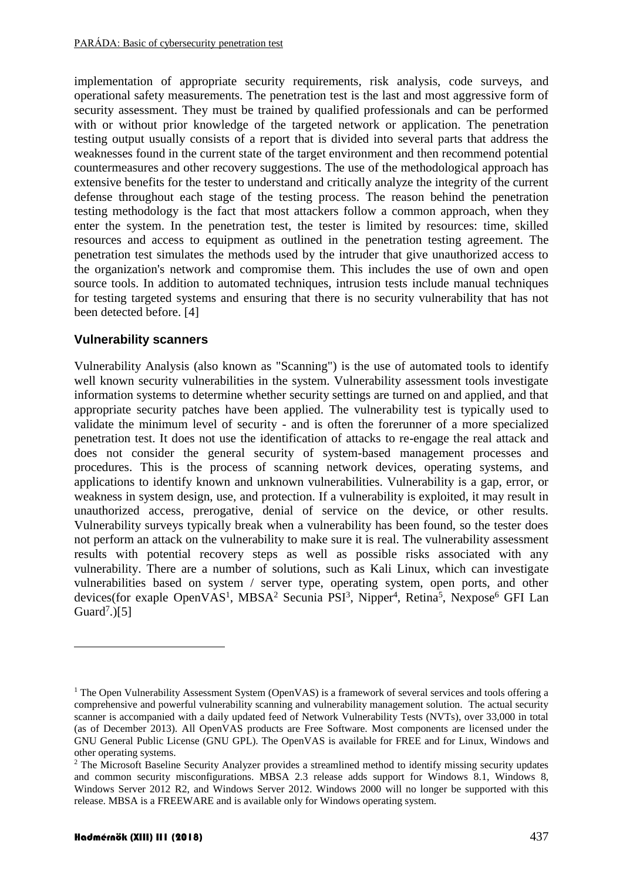implementation of appropriate security requirements, risk analysis, code surveys, and operational safety measurements. The penetration test is the last and most aggressive form of security assessment. They must be trained by qualified professionals and can be performed with or without prior knowledge of the targeted network or application. The penetration testing output usually consists of a report that is divided into several parts that address the weaknesses found in the current state of the target environment and then recommend potential countermeasures and other recovery suggestions. The use of the methodological approach has extensive benefits for the tester to understand and critically analyze the integrity of the current defense throughout each stage of the testing process. The reason behind the penetration testing methodology is the fact that most attackers follow a common approach, when they enter the system. In the penetration test, the tester is limited by resources: time, skilled resources and access to equipment as outlined in the penetration testing agreement. The penetration test simulates the methods used by the intruder that give unauthorized access to the organization's network and compromise them. This includes the use of own and open source tools. In addition to automated techniques, intrusion tests include manual techniques for testing targeted systems and ensuring that there is no security vulnerability that has not been detected before. [4]

### Vulnerability scanners

Vulnerability Analysis (also known as "Scanning") is the use of automated tools to identify well known security vulnerabilities in the system. Vulnerability assessment tools investigate information systems to determine whether security settings are turned on and applied, and that appropriate security patches have been applied. The vulnerability test is typically used to validate the minimum level of security - and is often the forerunner of a more specialized penetration test. It does not use the identification of attacks to re-engage the real attack and does not consider the general security of system-based management processes and procedures. This is the process of scanning network devices, operating systems, and applications to identify known and unknown vulnerabilities. Vulnerability is a gap, error, or weakness in system design, use, and protection. If a vulnerability is exploited, it may result in unauthorized access, prerogative, denial of service on the device, or other results. Vulnerability surveys typically break when a vulnerability has been found, so the tester does not perform an attack on the vulnerability to make sure it is real. The vulnerability assessment results with potential recovery steps as well as possible risks associated with any vulnerability. There are a number of solutions, such as Kali Linux, which can investigate vulnerabilities based on system / server type, operating system, open ports, and other devices(for exaple OpenVAS[1], MBSA[2] Secunia PSI[3], Nipper[4], Retina[5], Nexpose[6] GFI Lan Guard[7].)[5]

---

[1] The Open Vulnerability Assessment System (OpenVAS) is a framework of several services and tools offering a comprehensive and powerful vulnerability scanning and vulnerability management solution. The actual security scanner is accompanied with a daily updated feed of Network Vulnerability Tests (NVTs), over 33,000 in total (as of December 2013). All OpenVAS products are Free Software. Most components are licensed under the GNU General Public License (GNU GPL). The OpenVAS is available for FREE and for Linux, Windows and other operating systems.

[2] The Microsoft Baseline Security Analyzer provides a streamlined method to identify missing security updates and common security misconfigurations. MBSA 2.3 release adds support for Windows 8.1, Windows 8, Windows Server 2012 R2, and Windows Server 2012. Windows 2000 will no longer be supported with this release. MBSA is a FREEWARE and is available only for Windows operating system.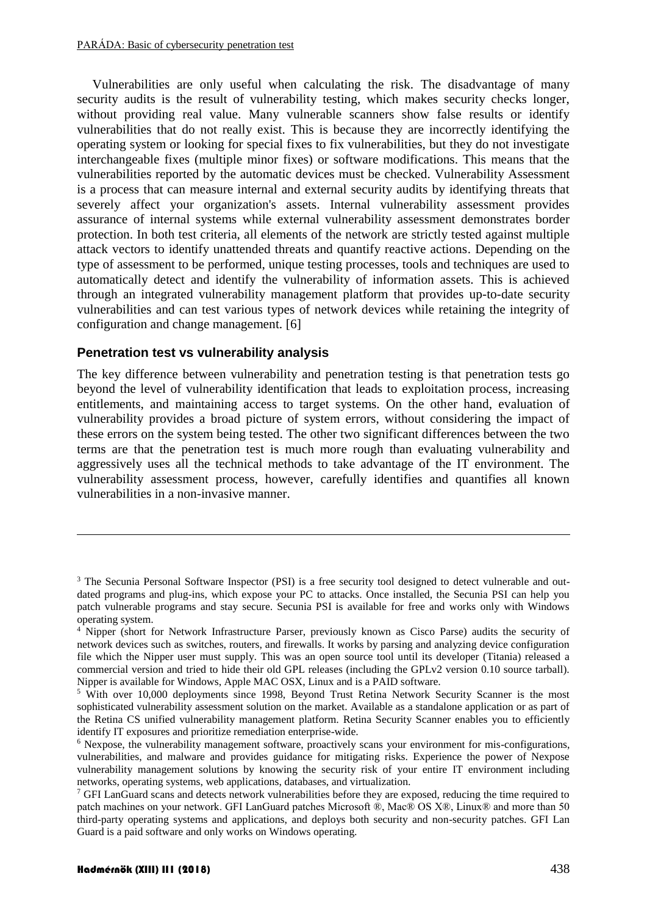Vulnerabilities are only useful when calculating the risk. The disadvantage of many security audits is the result of vulnerability testing, which makes security checks longer, without providing real value. Many vulnerable scanners show false results or identify vulnerabilities that do not really exist. This is because they are incorrectly identifying the operating system or looking for special fixes to fix vulnerabilities, but they do not investigate interchangeable fixes (multiple minor fixes) or software modifications. This means that the vulnerabilities reported by the automatic devices must be checked. Vulnerability Assessment is a process that can measure internal and external security audits by identifying threats that severely affect your organization's assets. Internal vulnerability assessment provides assurance of internal systems while external vulnerability assessment demonstrates border protection. In both test criteria, all elements of the network are strictly tested against multiple attack vectors to identify unattended threats and quantify reactive actions. Depending on the type of assessment to be performed, unique testing processes, tools and techniques are used to automatically detect and identify the vulnerability of information assets. This is achieved through an integrated vulnerability management platform that provides up-to-date security vulnerabilities and can test various types of network devices while retaining the integrity of configuration and change management. [6]

### Penetration test vs vulnerability analysis

The key difference between vulnerability and penetration testing is that penetration tests go beyond the level of vulnerability identification that leads to exploitation process, increasing entitlements, and maintaining access to target systems. On the other hand, evaluation of vulnerability provides a broad picture of system errors, without considering the impact of these errors on the system being tested. The other two significant differences between the two terms are that the penetration test is much more rough than evaluating vulnerability and aggressively uses all the technical methods to take advantage of the IT environment. The vulnerability assessment process, however, carefully identifies and quantifies all known vulnerabilities in a non-invasive manner.

---

[3] The Secunia Personal Software Inspector (PSI) is a free security tool designed to detect vulnerable and out-dated programs and plug-ins, which expose your PC to attacks. Once installed, the Secunia PSI can help you patch vulnerable programs and stay secure. Secunia PSI is available for free and works only with Windows operating system.

[4] Nipper (short for Network Infrastructure Parser, previously known as Cisco Parse) audits the security of network devices such as switches, routers, and firewalls. It works by parsing and analyzing device configuration file which the Nipper user must supply. This was an open source tool until its developer (Titania) released a commercial version and tried to hide their old GPL releases (including the GPLv2 version 0.10 source tarball). Nipper is available for Windows, Apple MAC OSX, Linux and is a PAID software.

[5] With over 10,000 deployments since 1998, Beyond Trust Retina Network Security Scanner is the most sophisticated vulnerability assessment solution on the market. Available as a standalone application or as part of the Retina CS unified vulnerability management platform. Retina Security Scanner enables you to efficiently identify IT exposures and prioritize remediation enterprise-wide.

[6] Nexpose, the vulnerability management software, proactively scans your environment for mis-configurations, vulnerabilities, and malware and provides guidance for mitigating risks. Experience the power of Nexpose vulnerability management solutions by knowing the security risk of your entire IT environment including networks, operating systems, web applications, databases, and virtualization.

[7] GFI LanGuard scans and detects network vulnerabilities before they are exposed, reducing the time required to patch machines on your network. GFI LanGuard patches Microsoft ®, Mac® OS X®, Linux® and more than 50 third-party operating systems and applications, and deploys both security and non-security patches. GFI Lan Guard is a paid software and only works on Windows operating.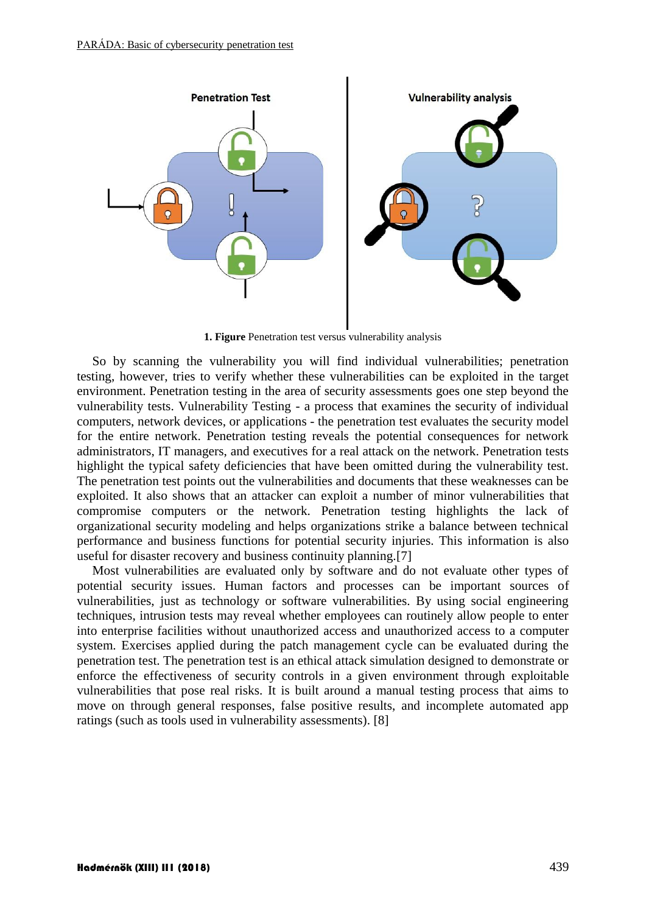**1. Figure** Penetration test versus vulnerability analysis

So by scanning the vulnerability you will find individual vulnerabilities; penetration testing, however, tries to verify whether these vulnerabilities can be exploited in the target environment. Penetration testing in the area of security assessments goes one step beyond the vulnerability tests. Vulnerability Testing - a process that examines the security of individual computers, network devices, or applications - the penetration test evaluates the security model for the entire network. Penetration testing reveals the potential consequences for network administrators, IT managers, and executives for a real attack on the network. Penetration tests highlight the typical safety deficiencies that have been omitted during the vulnerability test. The penetration test points out the vulnerabilities and documents that these weaknesses can be exploited. It also shows that an attacker can exploit a number of minor vulnerabilities that compromise computers or the network. Penetration testing highlights the lack of organizational security modeling and helps organizations strike a balance between technical performance and business functions for potential security injuries. This information is also useful for disaster recovery and business continuity planning.[7]

Most vulnerabilities are evaluated only by software and do not evaluate other types of potential security issues. Human factors and processes can be important sources of vulnerabilities, just as technology or software vulnerabilities. By using social engineering techniques, intrusion tests may reveal whether employees can routinely allow people to enter into enterprise facilities without unauthorized access and unauthorized access to a computer system. Exercises applied during the patch management cycle can be evaluated during the penetration test. The penetration test is an ethical attack simulation designed to demonstrate or enforce the effectiveness of security controls in a given environment through exploitable vulnerabilities that pose real risks. It is built around a manual testing process that aims to move on through general responses, false positive results, and incomplete automated app ratings (such as tools used in vulnerability assessments). [8]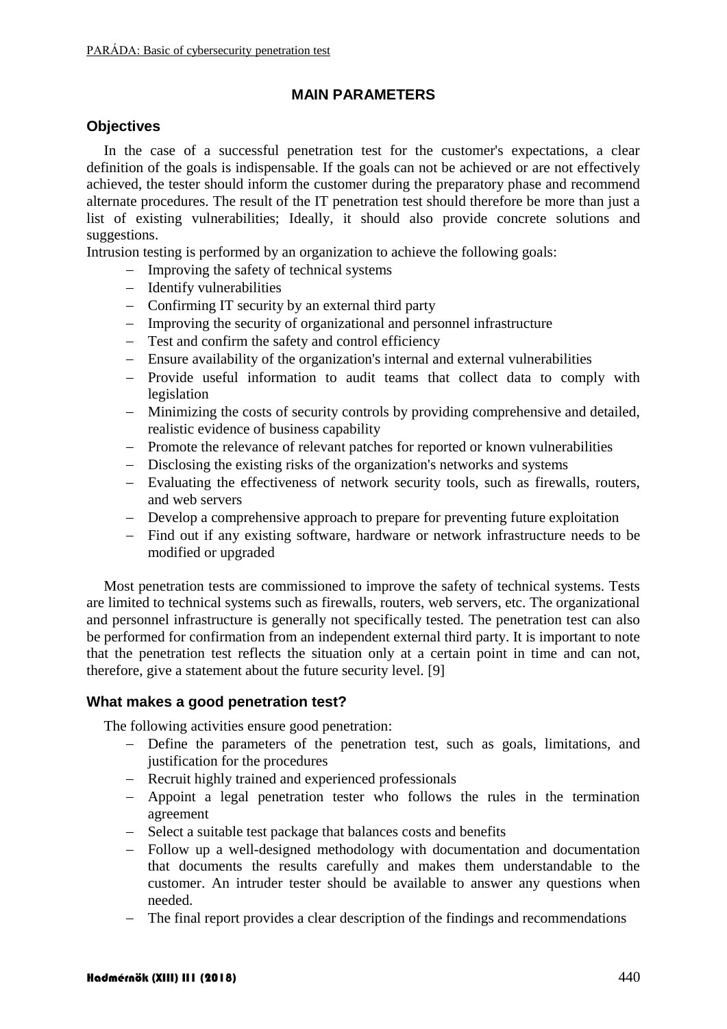## MAIN PARAMETERS

### Objectives

In the case of a successful penetration test for the customer's expectations, a clear definition of the goals is indispensable. If the goals can not be achieved or are not effectively achieved, the tester should inform the customer during the preparatory phase and recommend alternate procedures. The result of the IT penetration test should therefore be more than just a list of existing vulnerabilities; Ideally, it should also provide concrete solutions and suggestions.

Intrusion testing is performed by an organization to achieve the following goals:

- Improving the safety of technical systems
- Identify vulnerabilities
- Confirming IT security by an external third party
- Improving the security of organizational and personnel infrastructure
- Test and confirm the safety and control efficiency
- Ensure availability of the organization's internal and external vulnerabilities
- Provide useful information to audit teams that collect data to comply with legislation
- Minimizing the costs of security controls by providing comprehensive and detailed, realistic evidence of business capability
- Promote the relevance of relevant patches for reported or known vulnerabilities
- Disclosing the existing risks of the organization's networks and systems
- Evaluating the effectiveness of network security tools, such as firewalls, routers, and web servers
- Develop a comprehensive approach to prepare for preventing future exploitation
- Find out if any existing software, hardware or network infrastructure needs to be modified or upgraded

Most penetration tests are commissioned to improve the safety of technical systems. Tests are limited to technical systems such as firewalls, routers, web servers, etc. The organizational and personnel infrastructure is generally not specifically tested. The penetration test can also be performed for confirmation from an independent external third party. It is important to note that the penetration test reflects the situation only at a certain point in time and can not, therefore, give a statement about the future security level. [9]

### What makes a good penetration test?

The following activities ensure good penetration:

- Define the parameters of the penetration test, such as goals, limitations, and justification for the procedures
- Recruit highly trained and experienced professionals
- Appoint a legal penetration tester who follows the rules in the termination agreement
- Select a suitable test package that balances costs and benefits
- Follow up a well-designed methodology with documentation and documentation that documents the results carefully and makes them understandable to the customer. An intruder tester should be available to answer any questions when needed.
- The final report provides a clear description of the findings and recommendations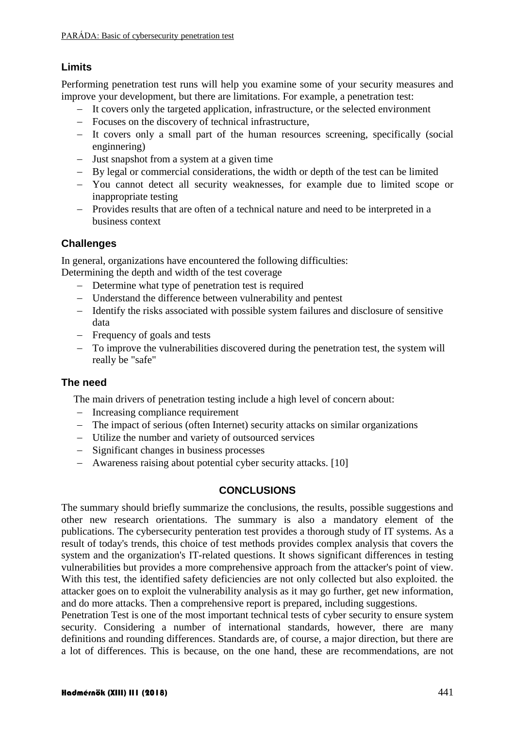### Limits

Performing penetration test runs will help you examine some of your security measures and improve your development, but there are limitations. For example, a penetration test:

- It covers only the targeted application, infrastructure, or the selected environment
- Focuses on the discovery of technical infrastructure,
- It covers only a small part of the human resources screening, specifically (social enginnering)
- Just snapshot from a system at a given time
- By legal or commercial considerations, the width or depth of the test can be limited
- You cannot detect all security weaknesses, for example due to limited scope or inappropriate testing
- Provides results that are often of a technical nature and need to be interpreted in a business context

### Challenges

In general, organizations have encountered the following difficulties:
Determining the depth and width of the test coverage

- Determine what type of penetration test is required
- Understand the difference between vulnerability and pentest
- Identify the risks associated with possible system failures and disclosure of sensitive data
- Frequency of goals and tests
- To improve the vulnerabilities discovered during the penetration test, the system will really be "safe"

### The need

The main drivers of penetration testing include a high level of concern about:

- Increasing compliance requirement
- The impact of serious (often Internet) security attacks on similar organizations
- Utilize the number and variety of outsourced services
- Significant changes in business processes
- Awareness raising about potential cyber security attacks. [10]

## CONCLUSIONS

The summary should briefly summarize the conclusions, the results, possible suggestions and other new research orientations. The summary is also a mandatory element of the publications. The cybersecurity penteration test provides a thorough study of IT systems. As a result of today's trends, this choice of test methods provides complex analysis that covers the system and the organization's IT-related questions. It shows significant differences in testing vulnerabilities but provides a more comprehensive approach from the attacker's point of view. With this test, the identified safety deficiencies are not only collected but also exploited. the attacker goes on to exploit the vulnerability analysis as it may go further, get new information, and do more attacks. Then a comprehensive report is prepared, including suggestions.

Penetration Test is one of the most important technical tests of cyber security to ensure system security. Considering a number of international standards, however, there are many definitions and rounding differences. Standards are, of course, a major direction, but there are a lot of differences. This is because, on the one hand, these are recommendations, are not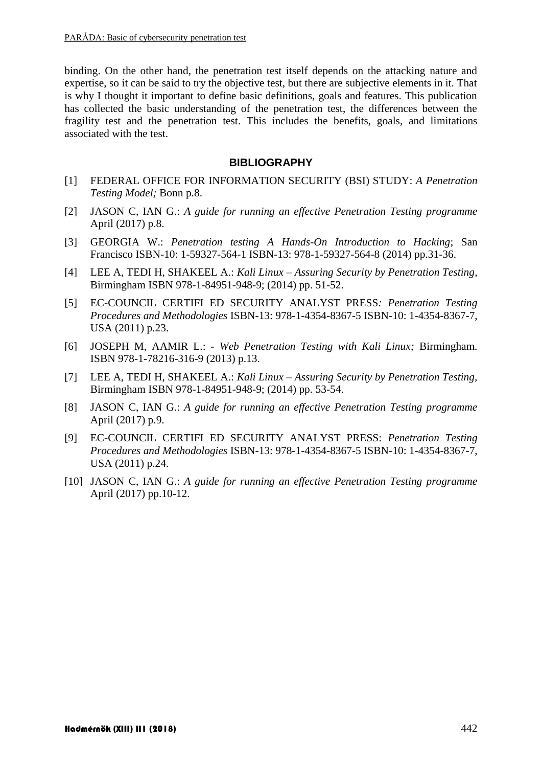binding. On the other hand, the penetration test itself depends on the attacking nature and expertise, so it can be said to try the objective test, but there are subjective elements in it. That is why I thought it important to define basic definitions, goals and features. This publication has collected the basic understanding of the penetration test, the differences between the fragility test and the penetration test. This includes the benefits, goals, and limitations associated with the test.

## BIBLIOGRAPHY

[1] FEDERAL OFFICE FOR INFORMATION SECURITY (BSI) STUDY: *A Penetration Testing Model;* Bonn p.8.

[2] JASON C, IAN G.: *A guide for running an effective Penetration Testing programme* April (2017) p.8.

[3] GEORGIA W.: *Penetration testing A Hands-On Introduction to Hacking*; San Francisco ISBN-10: 1-59327-564-1 ISBN-13: 978-1-59327-564-8 (2014) pp.31-36.

[4] LEE A, TEDI H, SHAKEEL A.: *Kali Linux – Assuring Security by Penetration Testing*, Birmingham ISBN 978-1-84951-948-9; (2014) pp. 51-52.

[5] EC-COUNCIL CERTIFI ED SECURITY ANALYST PRESS*: Penetration Testing Procedures and Methodologies* ISBN-13: 978-1-4354-8367-5 ISBN-10: 1-4354-8367-7, USA (2011) p.23.

[6] JOSEPH M, AAMIR L.: - *Web Penetration Testing with Kali Linux;* Birmingham. ISBN 978-1-78216-316-9 (2013) p.13.

[7] LEE A, TEDI H, SHAKEEL A.: *Kali Linux – Assuring Security by Penetration Testing*, Birmingham ISBN 978-1-84951-948-9; (2014) pp. 53-54.

[8] JASON C, IAN G.: *A guide for running an effective Penetration Testing programme* April (2017) p.9.

[9] EC-COUNCIL CERTIFI ED SECURITY ANALYST PRESS: *Penetration Testing Procedures and Methodologies* ISBN-13: 978-1-4354-8367-5 ISBN-10: 1-4354-8367-7, USA (2011) p.24.

[10] JASON C, IAN G.: *A guide for running an effective Penetration Testing programme* April (2017) pp.10-12.